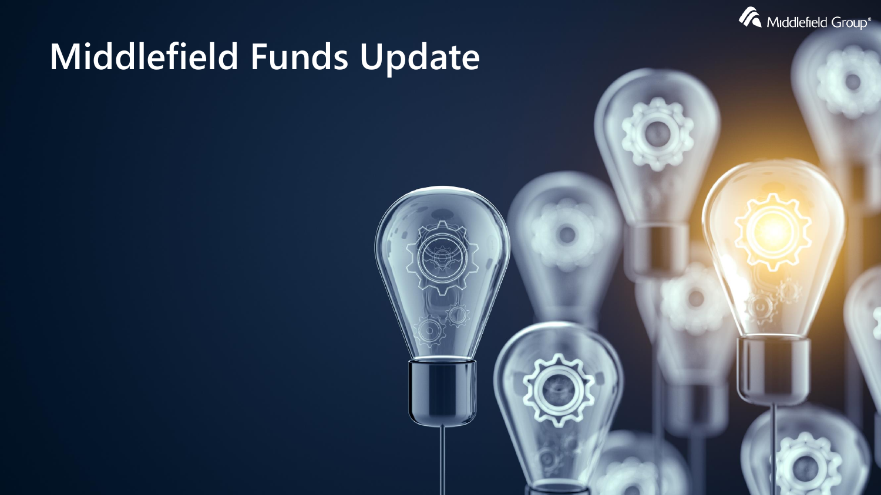# Middlefield Funds Update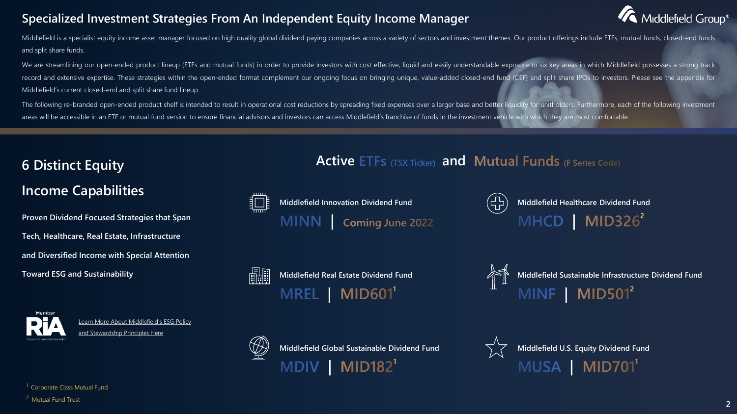# Specialized Investment Strategies From An Independent Equity Income Manager

Middlefield is a specialist equity income asset manager focused on high quality global dividend paying companies across a variety of sectors and investment themes. Our product offerings include ETFs, mutual funds, closed-end funds and split share funds.

We are streamlining our open-ended product lineup (ETFs and mutual funds) in order to provide investors with cost effective, liquid and easily understandable exposure to six key areas in which Middlefield possesses a strong track record and extensive expertise. These strategies within the open-ended format complement our ongoing focus on bringing unique, value-added closed-end fund (CEF) and split share IPOs to investors. Please see the appendix for Middlefield's current closed-end and split share fund lineup.

The following re-branded open-ended product shelf is intended to result in operational cost reductions by spreading fixed expenses over a larger base and better liquidity for unitholders. Furthermore, each of the following investment areas will be accessible in an ETF or mutual fund version to ensure financial advisors and investors can access Middlefield's franchise of funds in the investment vehicle with which they are most comfortable.

## 6 Distinct Equity Income Capabilities

**Proven Dividend Focused Strategies that Span Tech, Healthcare, Real Estate, Infrastructure and Diversified Income with Special Attention Toward ESG and Sustainability**

Member RIA

Learn More About Middlefield's ESG Policy and Stewardship Principles Here

## Active ETFs (TSX Ticker) and Mutual Funds (F Series Code)

**Middlefield Innovation Dividend Fund**
MINN | Coming June 2022

**Middlefield Healthcare Dividend Fund**
MHCD | MID326[2]

**Middlefield Real Estate Dividend Fund**
MREL | MID601[1]

**Middlefield Sustainable Infrastructure Dividend Fund**
MINF | MID501[2]

**Middlefield Global Sustainable Dividend Fund**
MDIV | MID182[1]

**Middlefield U.S. Equity Dividend Fund**
MUSA | MID701[1]

[1] Corporate Class Mutual Fund
[2] Mutual Fund Trust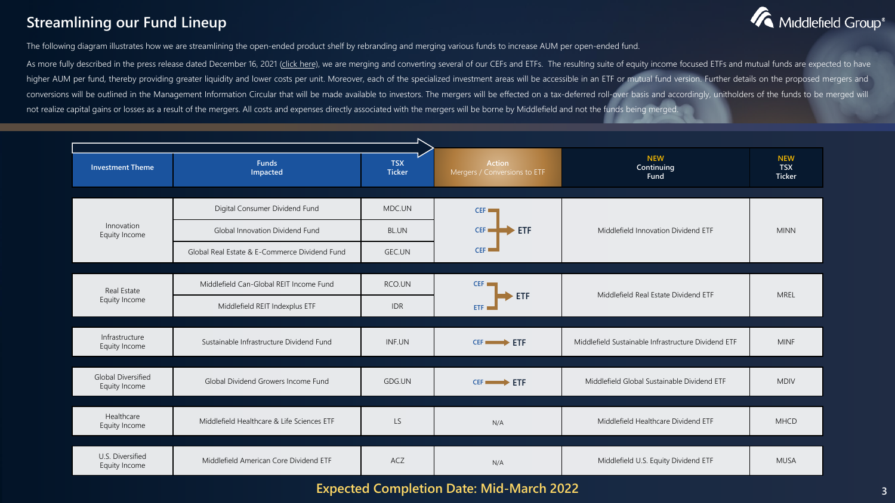# Streamlining our Fund Lineup

The following diagram illustrates how we are streamlining the open-ended product shelf by rebranding and merging various funds to increase AUM per open-ended fund.

As more fully described in the press release dated December 16, 2021 (click here), we are merging and converting several of our CEFs and ETFs. The resulting suite of equity income focused ETFs and mutual funds are expected to have higher AUM per fund, thereby providing greater liquidity and lower costs per unit. Moreover, each of the specialized investment areas will be accessible in an ETF or mutual fund version. Further details on the proposed mergers and conversions will be outlined in the Management Information Circular that will be made available to investors. The mergers will be effected on a tax-deferred roll-over basis and accordingly, unitholders of the funds to be merged will not realize capital gains or losses as a result of the mergers. All costs and expenses directly associated with the mergers will be borne by Middlefield and not the funds being merged.

| Investment Theme | Funds Impacted | TSX Ticker | Action Mergers / Conversions to ETF | NEW Continuing Fund | NEW TSX Ticker |
|---|---|---|---|---|---|
| Innovation Equity Income | Digital Consumer Dividend Fund | MDC.UN | CEF → ETF | Middlefield Innovation Dividend ETF | MINN |
| | Global Innovation Dividend Fund | BL.UN | CEF → ETF | | |
| | Global Real Estate & E-Commerce Dividend Fund | GEC.UN | CEF → ETF | | |
| Real Estate Equity Income | Middlefield Can-Global REIT Income Fund | RCO.UN | CEF → ETF | Middlefield Real Estate Dividend ETF | MREL |
| | Middlefield REIT Indexplus ETF | IDR | ETF → ETF | | |
| Infrastructure Equity Income | Sustainable Infrastructure Dividend Fund | INF.UN | CEF → ETF | Middlefield Sustainable Infrastructure Dividend ETF | MINF |
| Global Diversified Equity Income | Global Dividend Growers Income Fund | GDG.UN | CEF → ETF | Middlefield Global Sustainable Dividend ETF | MDIV |
| Healthcare Equity Income | Middlefield Healthcare & Life Sciences ETF | LS | N/A | Middlefield Healthcare Dividend ETF | MHCD |
| U.S. Diversified Equity Income | Middlefield American Core Dividend ETF | ACZ | N/A | Middlefield U.S. Equity Dividend ETF | MUSA |

**Expected Completion Date: Mid-March 2022**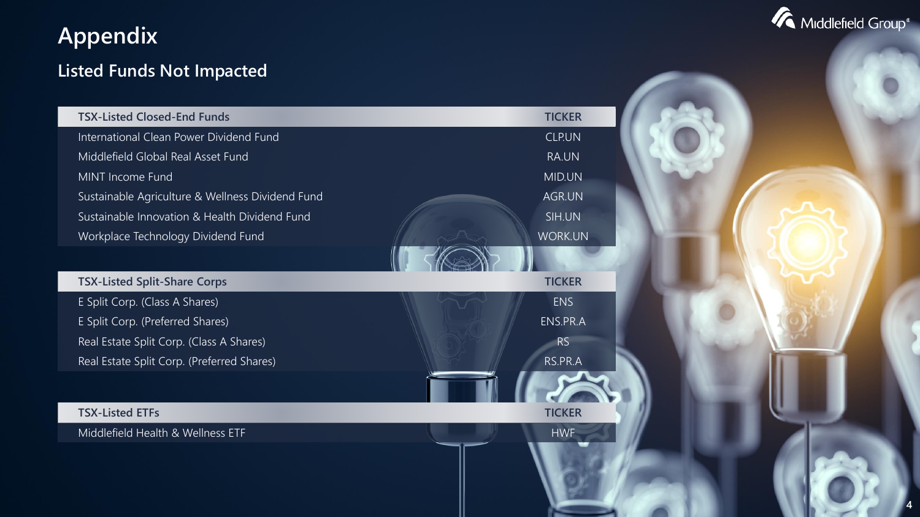# Appendix

## Listed Funds Not Impacted

| TSX-Listed Closed-End Funds | TICKER |
|---|---|
| International Clean Power Dividend Fund | CLP.UN |
| Middlefield Global Real Asset Fund | RA.UN |
| MINT Income Fund | MID.UN |
| Sustainable Agriculture & Wellness Dividend Fund | AGR.UN |
| Sustainable Innovation & Health Dividend Fund | SIH.UN |
| Workplace Technology Dividend Fund | WORK.UN |

| TSX-Listed Split-Share Corps | TICKER |
|---|---|
| E Split Corp. (Class A Shares) | ENS |
| E Split Corp. (Preferred Shares) | ENS.PR.A |
| Real Estate Split Corp. (Class A Shares) | RS |
| Real Estate Split Corp. (Preferred Shares) | RS.PR.A |

| TSX-Listed ETFs | TICKER |
|---|---|
| Middlefield Health & Wellness ETF | HWF |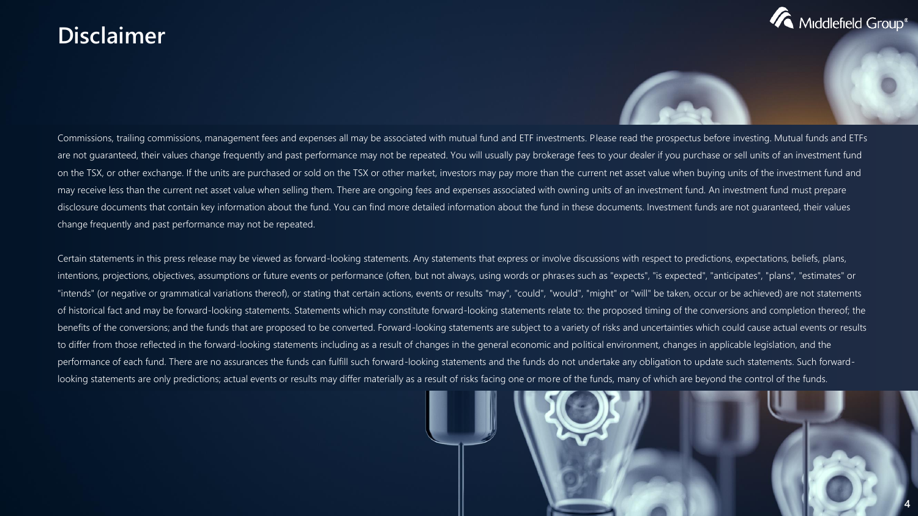# Disclaimer

Commissions, trailing commissions, management fees and expenses all may be associated with mutual fund and ETF investments. Please read the prospectus before investing. Mutual funds and ETFs are not guaranteed, their values change frequently and past performance may not be repeated. You will usually pay brokerage fees to your dealer if you purchase or sell units of an investment fund on the TSX, or other exchange. If the units are purchased or sold on the TSX or other market, investors may pay more than the current net asset value when buying units of the investment fund and may receive less than the current net asset value when selling them. There are ongoing fees and expenses associated with owning units of an investment fund. An investment fund must prepare disclosure documents that contain key information about the fund. You can find more detailed information about the fund in these documents. Investment funds are not guaranteed, their values change frequently and past performance may not be repeated.

Certain statements in this press release may be viewed as forward-looking statements. Any statements that express or involve discussions with respect to predictions, expectations, beliefs, plans, intentions, projections, objectives, assumptions or future events or performance (often, but not always, using words or phrases such as "expects", "is expected", "anticipates", "plans", "estimates" or "intends" (or negative or grammatical variations thereof), or stating that certain actions, events or results "may", "could", "would", "might" or "will" be taken, occur or be achieved) are not statements of historical fact and may be forward-looking statements. Statements which may constitute forward-looking statements relate to: the proposed timing of the conversions and completion thereof; the benefits of the conversions; and the funds that are proposed to be converted. Forward-looking statements are subject to a variety of risks and uncertainties which could cause actual events or results to differ from those reflected in the forward-looking statements including as a result of changes in the general economic and political environment, changes in applicable legislation, and the performance of each fund. There are no assurances the funds can fulfill such forward-looking statements and the funds do not undertake any obligation to update such statements. Such forward-looking statements are only predictions; actual events or results may differ materially as a result of risks facing one or more of the funds, many of which are beyond the control of the funds.